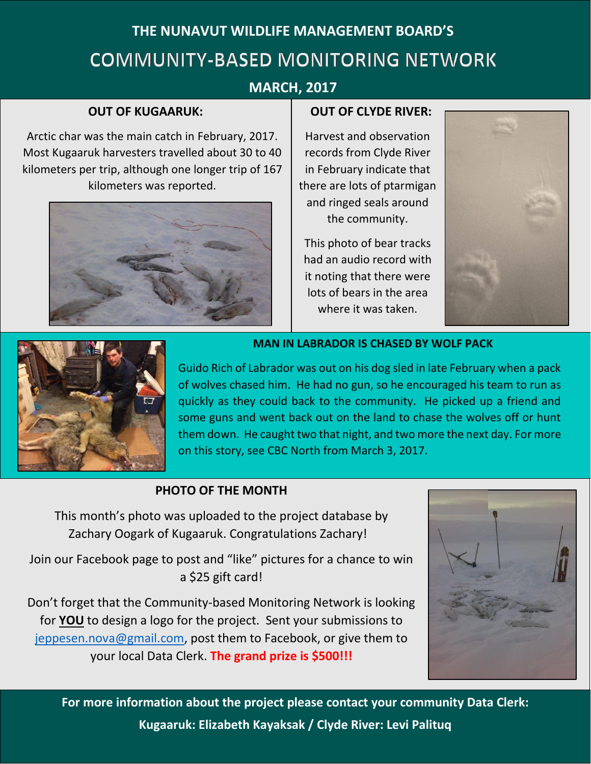# THE NUNAVUT WILDLIFE MANAGEMENT BOARD'S

# COMMUNITY-BASED MONITORING NETWORK

**MARCH, 2017**

## OUT OF KUGAARUK:

Arctic char was the main catch in February, 2017. Most Kugaaruk harvesters travelled about 30 to 40 kilometers per trip, although one longer trip of 167 kilometers was reported.

## OUT OF CLYDE RIVER:

Harvest and observation records from Clyde River in February indicate that there are lots of ptarmigan and ringed seals around the community.

This photo of bear tracks had an audio record with it noting that there were lots of bears in the area where it was taken.

## MAN IN LABRADOR IS CHASED BY WOLF PACK

Guido Rich of Labrador was out on his dog sled in late February when a pack of wolves chased him. He had no gun, so he encouraged his team to run as quickly as they could back to the community. He picked up a friend and some guns and went back out on the land to chase the wolves off or hunt them down. He caught two that night, and two more the next day. For more on this story, see CBC North from March 3, 2017.

## PHOTO OF THE MONTH

This month's photo was uploaded to the project database by Zachary Oogark of Kugaaruk. Congratulations Zachary!

Join our Facebook page to post and "like" pictures for a chance to win a $25 gift card!

Don't forget that the Community-based Monitoring Network is looking for **YOU** to design a logo for the project. Sent your submissions to jeppesen.nova@gmail.com, post them to Facebook, or give them to your local Data Clerk. **The grand prize is $500!!!**

**For more information about the project please contact your community Data Clerk:**

**Kugaaruk: Elizabeth Kayaksak / Clyde River: Levi Palituq**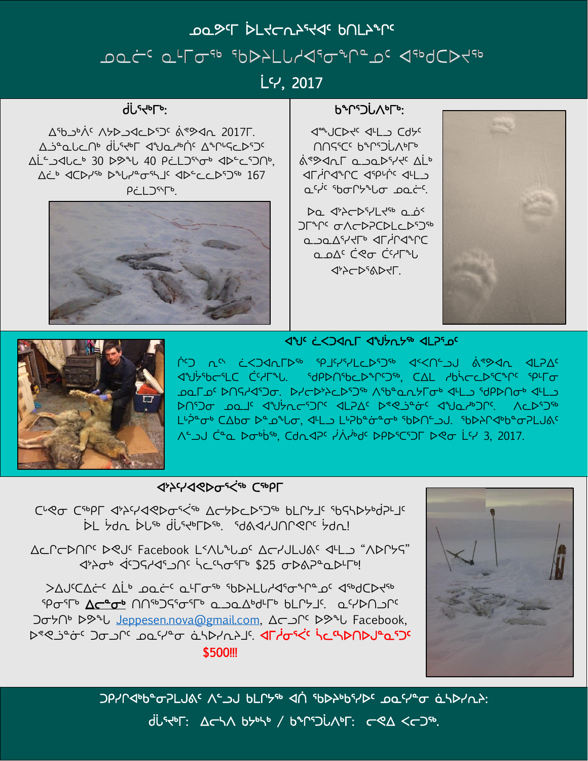# ᓄᓇᕗᑦ ᐆᒪᔪᓕᕆᔩᑦ ᑲᑎᒪᔨᖏᑦ

## ᓄᓇᓖᑦ ᓇᒻᒥᓂᖅ ᖃᐅᔨᒪᓪᓗᓯᐊᕐᓂᖏᓐᓄᑦ ᐊᖅᑯᑕᐅᔪᖅ

## ᒫᑦᓯ, 2017

### ᑰᒑᖕᒥᒃ:

ᐃᖃᓗᒃᐲᑦ ᐱᔭᐅᓗᐊᓪᓚᐅᖁᑦ ᓈᕝᕙᐊᑎ 2017ᒥ. ᐃᓗᓐᓇᓪᓚᑎᒃ ᑰᒑᖕᒥ ᐊᖑᓇᓱᒃᑏᑦ ᐃᖏᕐᕋᓚᐅᖁᑦ ᐃᒫᓪᓗᐊᓪᓚᒃ 30 ᐅᕘᖓ 40 ᑭᓛᒧᖕᓂᒃ ᐊᐅᓪᓚᖁᑎᒃ, ᐃᓖᒃ ᐊᑕᐅᓯᖅ ᐅᖓᓯᓐᓂᖕᒧᑦ ᐊᐅᓪᓚᓚᐅᖁᖅ 167 ᑭᓛᒧᖕᒥᒃ.

### ᑲᖏᕐᖠᒫᐱᒃᒥᒃ:

ᐊᓐᓄᑕᐅᔪᑦ ᐊᒻᒪᓗ ᑕᑯᔪᑦ ᑎᑎᕋᑦ ᑲᖏᕐᖠᒫᐱᒃᒥᒃ ᓈᕝᕙᐊᑎᒥ ᓇᓗᓇᐅᕐᓯᔪᑦ ᐃᒫᒃ ᐊᒥᓲᓕᕐᓂᕐᑕ ᐊᕿᒡᒌᑦ ᐊᒻᒪᓗ ᓇᑦᓰᑦ ᖃᓂᒋᔭᖕᒐᓂ ᓄᓇᓖᑦ.

ᐅᓇ ᐊᔾᔨᓕᐅᕐᓯᒪᔪᖅ ᓇᓄᐸ ᑐᒥᖏᑦ ᓂᐱᓕᐅᑕᐅᒪᓪᓚᐅᖁᖅ ᓇᓗᓇᐃᕐᓯᔪᒥᒃ ᐊᒥᓲᓕᕐᓂᕐᑕ ᓇᓄᐃᑦ ᑖᕝᕙᓂ ᑖᓯᒥᖓ ᐊᔾᔨᓕᐅᕐᕕᐅᔪᒥ.

### ᐊᖑᑦ ᓵᐸᑐᐊᑎᒥ ᐊᖑᔾᔪᑎᔪᖅ ᐊᒪᕈᖅᓄᑦ

ᕿᑦᑐ ᑎᓴ ᓵᐸᑐᐊᑎᒥᖅ ᕿᒧᓯᖅᓯᒪᓚᐅᖁᖅ ᐊᑉᐸᑎᓪᓗᒍ ᓈᕝᕙᐊᑎ ᐊᒪᕈᐃᑦ ᐊᖑᔾᔪᖃᓕᖅᑕ ᑖᓯᒥᖓ. ᖁᕕᐅᑎᖃᓚᐅᕐᖁᖅ, ᑕᐃᒪ ᓱᑲᔅᓚᐅᖅᑕᕐᓂᑦ ᕿᒫᒥᓂ ᓄᓇᒥᓄᑦ ᐅᑎᕐᓯᐊᕐᓂᐊᖅᑐᓂ. ᐅᓯᓚᐅᖅᐳᓚᐅᖁᖅ ᐱᖃᓇᓱᒥᓂᒃ ᐊᒻᒪᓗ ᖁᕕᐅᑎᓂᒃ ᐊᒻᒪᓗ ᐅᑎᖅᑐᓂ ᓄᓇᒧᑦ ᐊᖑᔾᔪᑎᓪᓚᖅᑐᑦ ᐊᒪᕈᐃᑦ ᐅᕙᓐᓄᐊᓂᑦ ᐊᖑᓇᓱᒃᑐᑦ. ᐱᓪᓚᐅᖅᑐᖅ ᒪᕐᕉᓐᓂᒃ ᑕᐃᑲᓂ ᐅᓐᓄᓴᒃᓴᒥ, ᐊᒻᒪᓗ ᒪᕐᕈᐃᒃᑲᓐᓂᖕᓂᒃ ᖃᐅᑎᓪᓗᒍ. ᖃᐅᔨᑎᐊᒃᑲᓐᓂᕈᒪᒍᕕᑦ ᐱᓪᓗᒍ ᑖᓇ ᐅᓂᒃᑳᖅ, ᑕᑯᑎᐊᕈᑦ ᓲᐱᒡᑯᑦ ᐅᑭᐅᖅᑕᖅᑐᒥ ᐅᕙᓂ ᒫᑦᓯ 3, 2017.

### ᐊᔾᔨᓯᐊᕙᐅᓂᕐᐸᖅ ᑖᒃᑭᒥ

ᑕᒡᕙᓂ ᑖᒃᑭᒥ ᐊᔾᔨᓯᐊᕙᐅᓂᕐᐸᖅ ᐃᑎᔭᐅᓚᐅᖅᑐᖅ ᑲᒪᒋᔭᒧᑦ ᖃᕋᓴᐅᔭᒃᑯᑦᓯᒪᒧᑦ ᐆᒪ ᔫᑎᓇ ᐆᕙᖅ ᑰᒑᖕᒥᐅᖅ. ᖁᕕᐊᓱᒋᑎᑦᑕᕗᑦ ᔫᑎᓇ!

ᐃᓚᒋᓕᐅᑎᑦ ᐅᕙᑦᑎᑦ Facebook ᒪᑉᐱᖑᕐᓂᑦ ᐃᓕᓯᒍᒪᒍᕕᑦ ᐊᒻᒪᓗ "ᐱᐅᒋᔭᕋ" ᐊᔾᔨᒃ ᐋᖁᓯᐊᕐᓗᑎᑦ ᓵᓚᖕᓂᕐᒥᒃ $25 ᓂᐅᕕᕈᓐᓇᐅᒥᒃ!

>ᐃᒍᑦᑕᐃᓖᑦ ᐃᒫᒃ ᓄᓇᓖᑦ ᓇᒻᒥᓂᖅ ᖃᐅᔨᒪᓪᓗᓯᐊᕐᓂᖏᓐᓄᑦ ᐊᖅᑯᑕᐅᔪᖅ ᕿᓂᕐᒥᒃ **ᐃᓚᓐᓂᒃ** ᑎᑎᖅᑐᕋᕐᓂᕐᒥᒃ ᓇᓗᓇᐃᒃᑯᒥᒃ ᑲᒪᒋᔭᒧᑦ. ᓇᓯᐅᑎᓗᑎᑦ ᑐᓂᔭᑎᒃ ᐅᕙᖓ Jeppesen.nova@gmail.com, ᐃᓕᓗᑎᑦ ᐅᕙᖓ Facebook, ᐅᕙᓄᓐᓂᑦ ᑐᓂᓗᑎᑦ ᓄᓇᓯᐊᓂ ᓈᓴᐅᓯᑎᓯᒧᑦ. ᐊᒥᓲᓂᕐᐹᑦ ᓵᓚᖃᐅᑎᑐᒍᓇᕐᑐᑦ **$500!!!**

ᑐᑭᓯᑎᐊᒃᑲᓐᓂᕈᒪᒍᕕᑦ ᐱᓪᓗᒍ ᑲᒪᒋᔭᖅ ᐊᐃᑉ ᖃᐅᔨᒃᑲᓯᐅᑦ ᓄᓇᓯᐊᓂ ᓈᓴᐅᓯᑎᓯ:
ᑰᒑᖕᒥ: ᐃᓚᓴᐱ ᑲᔾᔮᔅ / ᑲᖏᕐᖠᒫᐱᒃᒥ: ᓕᕙᐃ ᐸᓕᑐᖅ.